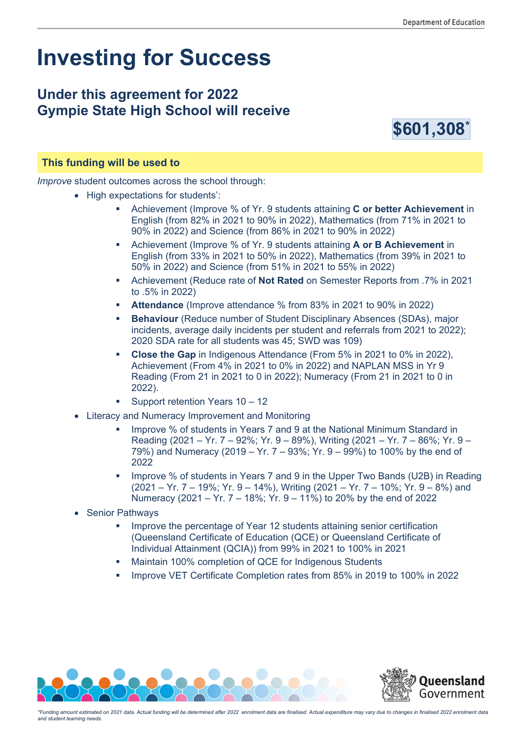# Investing for Success

## Under this agreement for 2022 Gympie State High School will receive

**$601,308***

### This funding will be used to

*Improve* student outcomes across the school through:

- High expectations for students':
  - Achievement (Improve % of Yr. 9 students attaining **C or better Achievement** in English (from 82% in 2021 to 90% in 2022), Mathematics (from 71% in 2021 to 90% in 2022) and Science (from 86% in 2021 to 90% in 2022)
  - Achievement (Improve % of Yr. 9 students attaining **A or B Achievement** in English (from 33% in 2021 to 50% in 2022), Mathematics (from 39% in 2021 to 50% in 2022) and Science (from 51% in 2021 to 55% in 2022)
  - Achievement (Reduce rate of **Not Rated** on Semester Reports from .7% in 2021 to .5% in 2022)
  - **Attendance** (Improve attendance % from 83% in 2021 to 90% in 2022)
  - **Behaviour** (Reduce number of Student Disciplinary Absences (SDAs), major incidents, average daily incidents per student and referrals from 2021 to 2022); 2020 SDA rate for all students was 45; SWD was 109)
  - **Close the Gap** in Indigenous Attendance (From 5% in 2021 to 0% in 2022), Achievement (From 4% in 2021 to 0% in 2022) and NAPLAN MSS in Yr 9 Reading (From 21 in 2021 to 0 in 2022); Numeracy (From 21 in 2021 to 0 in 2022).
  - Support retention Years 10 – 12
- Literacy and Numeracy Improvement and Monitoring
  - Improve % of students in Years 7 and 9 at the National Minimum Standard in Reading (2021 – Yr. 7 – 92%; Yr. 9 – 89%), Writing (2021 – Yr. 7 – 86%; Yr. 9 – 79%) and Numeracy (2019 – Yr. 7 – 93%; Yr. 9 – 99%) to 100% by the end of 2022
  - Improve % of students in Years 7 and 9 in the Upper Two Bands (U2B) in Reading (2021 – Yr. 7 – 19%; Yr. 9 – 14%), Writing (2021 – Yr. 7 – 10%; Yr. 9 – 8%) and Numeracy (2021 – Yr. 7 – 18%; Yr. 9 – 11%) to 20% by the end of 2022
- Senior Pathways
  - Improve the percentage of Year 12 students attaining senior certification (Queensland Certificate of Education (QCE) or Queensland Certificate of Individual Attainment (QCIA)) from 99% in 2021 to 100% in 2021
  - Maintain 100% completion of QCE for Indigenous Students
  - Improve VET Certificate Completion rates from 85% in 2019 to 100% in 2022

*\*Funding amount estimated on 2021 data. Actual funding will be determined after 2022 enrolment data are finalised. Actual expenditure may vary due to changes in finalised 2022 enrolment data and student learning needs.*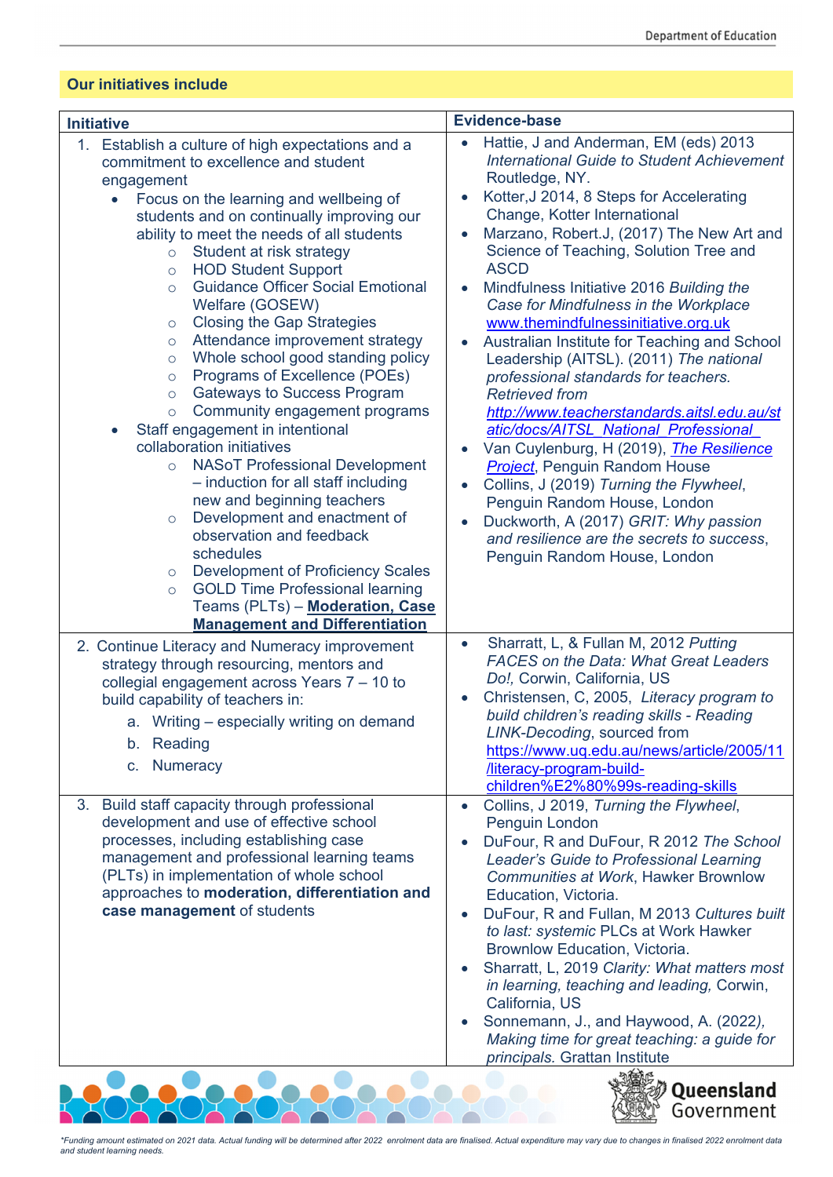## Our initiatives include

| Initiative | Evidence-base |
|---|---|
| 1. Establish a culture of high expectations and a commitment to excellence and student engagement<br>• Focus on the learning and wellbeing of students and on continually improving our ability to meet the needs of all students<br>○ Student at risk strategy<br>○ HOD Student Support<br>○ Guidance Officer Social Emotional Welfare (GOSEW)<br>○ Closing the Gap Strategies<br>○ Attendance improvement strategy<br>○ Whole school good standing policy<br>○ Programs of Excellence (POEs)<br>○ Gateways to Success Program<br>○ Community engagement programs<br>• Staff engagement in intentional collaboration initiatives<br>○ NASoT Professional Development – induction for all staff including new and beginning teachers<br>○ Development and enactment of observation and feedback schedules<br>○ Development of Proficiency Scales<br>○ GOLD Time Professional learning Teams (PLTs) – **Moderation, Case Management and Differentiation** | • Hattie, J and Anderman, EM (eds) 2013 *International Guide to Student Achievement* Routledge, NY.<br>• Kotter,J 2014, 8 Steps for Accelerating Change, Kotter International<br>• Marzano, Robert.J, (2017) The New Art and Science of Teaching, Solution Tree and ASCD<br>• Mindfulness Initiative 2016 *Building the Case for Mindfulness in the Workplace* www.themindfulnessinitiative.org.uk<br>• Australian Institute for Teaching and School Leadership (AITSL). (2011) *The national professional standards for teachers. Retrieved from http://www.teacherstandards.aitsl.edu.au/static/docs/AITSL_National_Professional_*<br>• Van Cuylenburg, H (2019), *The Resilience Project*, Penguin Random House<br>• Collins, J (2019) *Turning the Flywheel*, Penguin Random House, London<br>• Duckworth, A (2017) *GRIT: Why passion and resilience are the secrets to success*, Penguin Random House, London |
| 2. Continue Literacy and Numeracy improvement strategy through resourcing, mentors and collegial engagement across Years 7 – 10 to build capability of teachers in:<br>a. Writing – especially writing on demand<br>b. Reading<br>c. Numeracy | • Sharratt, L, & Fullan M, 2012 *Putting FACES on the Data: What Great Leaders Do!*, Corwin, California, US<br>• Christensen, C, 2005, *Literacy program to build children's reading skills - Reading LINK-Decoding*, sourced from https://www.uq.edu.au/news/article/2005/11/literacy-program-build-children%E2%80%99s-reading-skills |
| 3. Build staff capacity through professional development and use of effective school processes, including establishing case management and professional learning teams (PLTs) in implementation of whole school approaches to **moderation, differentiation and case management** of students | • Collins, J 2019, *Turning the Flywheel*, Penguin London<br>• DuFour, R and DuFour, R 2012 *The School Leader's Guide to Professional Learning Communities at Work*, Hawker Brownlow Education, Victoria.<br>• DuFour, R and Fullan, M 2013 *Cultures built to last: systemic* PLCs at Work Hawker Brownlow Education, Victoria.<br>• Sharratt, L, 2019 *Clarity: What matters most in learning, teaching and leading,* Corwin, California, US<br>• Sonnemann, J., and Haywood, A. (2022*), Making time for great teaching: a guide for principals.* Grattan Institute |

*Funding amount estimated on 2021 data. Actual funding will be determined after 2022 enrolment data are finalised. Actual expenditure may vary due to changes in finalised 2022 enrolment data and student learning needs.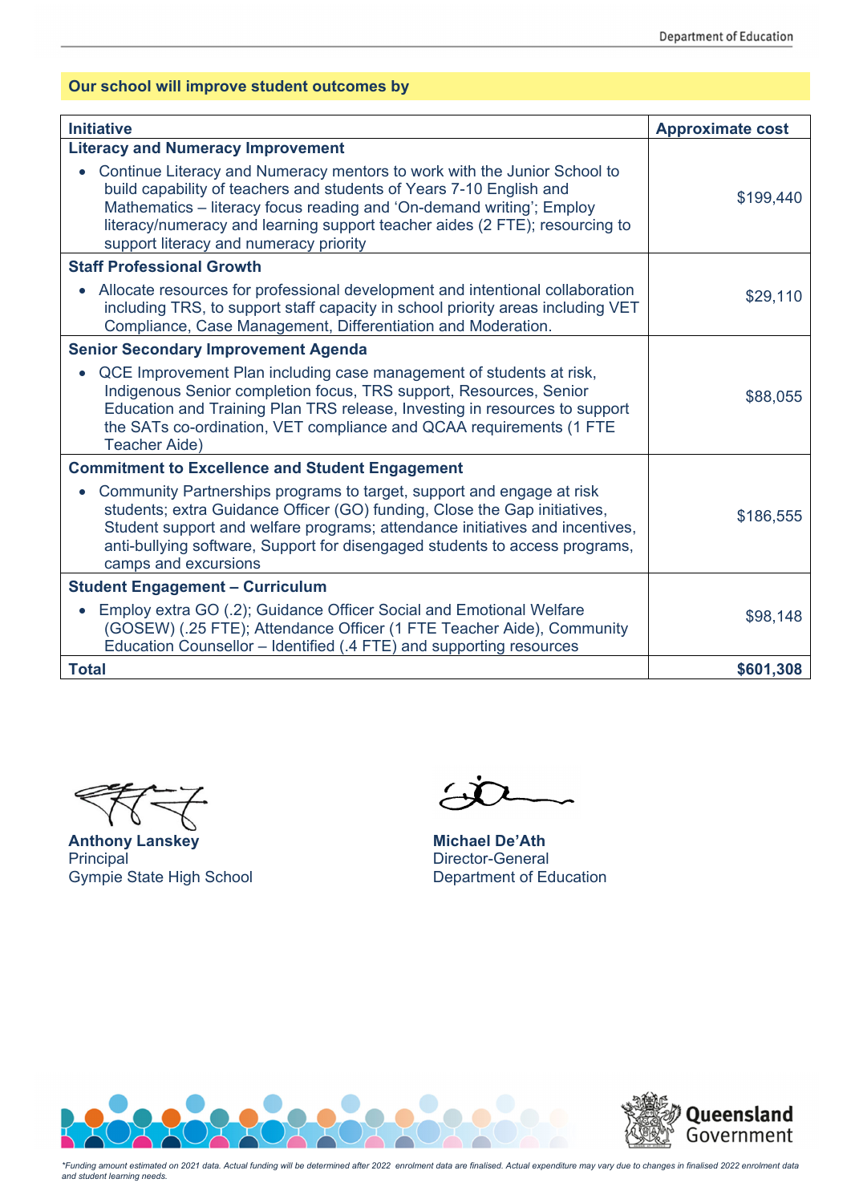## Our school will improve student outcomes by

| Initiative | Approximate cost |
|---|---|
| **Literacy and Numeracy Improvement**<br>• Continue Literacy and Numeracy mentors to work with the Junior School to build capability of teachers and students of Years 7-10 English and Mathematics – literacy focus reading and 'On-demand writing'; Employ literacy/numeracy and learning support teacher aides (2 FTE); resourcing to support literacy and numeracy priority | $199,440 |
| **Staff Professional Growth**<br>• Allocate resources for professional development and intentional collaboration including TRS, to support staff capacity in school priority areas including VET Compliance, Case Management, Differentiation and Moderation. | $29,110 |
| **Senior Secondary Improvement Agenda**<br>• QCE Improvement Plan including case management of students at risk, Indigenous Senior completion focus, TRS support, Resources, Senior Education and Training Plan TRS release, Investing in resources to support the SATs co-ordination, VET compliance and QCAA requirements (1 FTE Teacher Aide) | $88,055 |
| **Commitment to Excellence and Student Engagement**<br>• Community Partnerships programs to target, support and engage at risk students; extra Guidance Officer (GO) funding, Close the Gap initiatives, Student support and welfare programs; attendance initiatives and incentives, anti-bullying software, Support for disengaged students to access programs, camps and excursions | $186,555 |
| **Student Engagement – Curriculum**<br>• Employ extra GO (.2); Guidance Officer Social and Emotional Welfare (GOSEW) (.25 FTE); Attendance Officer (1 FTE Teacher Aide), Community Education Counsellor – Identified (.4 FTE) and supporting resources | $98,148 |
| **Total** | **$601,308** |

**Anthony Lanskey**
Principal
Gympie State High School

**Michael De'Ath**
Director-General
Department of Education

*\*Funding amount estimated on 2021 data. Actual funding will be determined after 2022 enrolment data are finalised. Actual expenditure may vary due to changes in finalised 2022 enrolment data and student learning needs.*